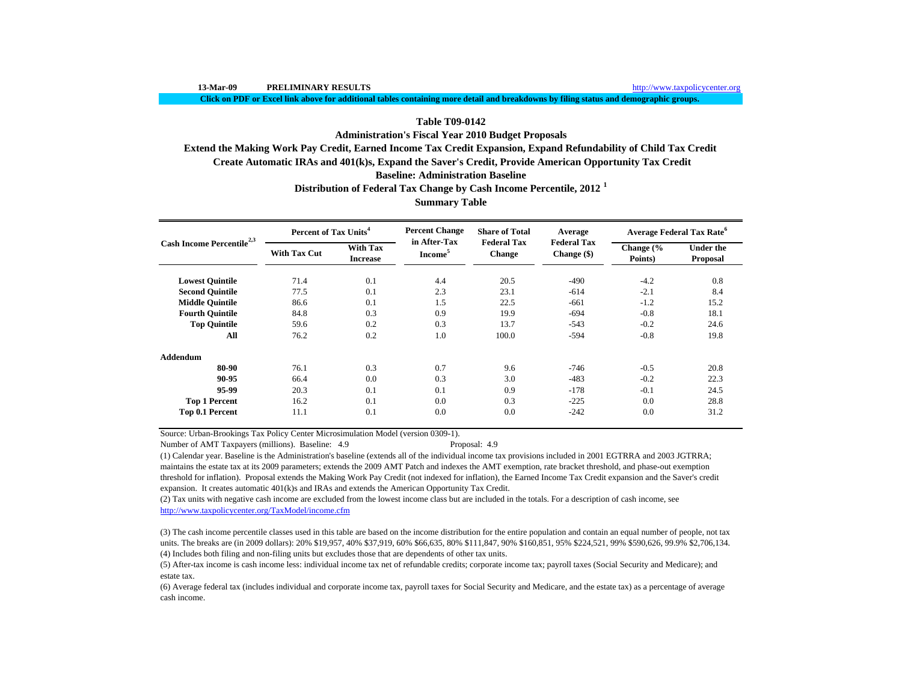13-Mar-09 **PRELIMINARY RESULTS** http://www.taxpolicycenter.org

**Click on PDF or Excel link above for additional tables containing more detail and breakdowns by filing status and demographic groups.**

## Table T09-0142

### Administration's Fiscal Year 2010 Budget Proposals

### Extend the Making Work Pay Credit, Earned Income Tax Credit Expansion, Expand Refundability of Child Tax Credit

### Create Automatic IRAs and 401(k)s, Expand the Saver's Credit, Provide American Opportunity Tax Credit

### Baseline: Administration Baseline

### Distribution of Federal Tax Change by Cash Income Percentile, 2012 [1]

### Summary Table

| Cash Income Percentile[2,3] | Percent of Tax Units[4] | | Percent Change in After-Tax Income[5] | Share of Total Federal Tax Change | Average Federal Tax Change ($) | Average Federal Tax Rate[6] | |
|---|---|---|---|---|---|---|---|
| | With Tax Cut | With Tax Increase | | | | Change (% Points) | Under the Proposal |
| Lowest Quintile | 71.4 | 0.1 | 4.4 | 20.5 | -490 | -4.2 | 0.8 |
| Second Quintile | 77.5 | 0.1 | 2.3 | 23.1 | -614 | -2.1 | 8.4 |
| Middle Quintile | 86.6 | 0.1 | 1.5 | 22.5 | -661 | -1.2 | 15.2 |
| Fourth Quintile | 84.8 | 0.3 | 0.9 | 19.9 | -694 | -0.8 | 18.1 |
| Top Quintile | 59.6 | 0.2 | 0.3 | 13.7 | -543 | -0.2 | 24.6 |
| All | 76.2 | 0.2 | 1.0 | 100.0 | -594 | -0.8 | 19.8 |
| **Addendum** | | | | | | | |
| 80-90 | 76.1 | 0.3 | 0.7 | 9.6 | -746 | -0.5 | 20.8 |
| 90-95 | 66.4 | 0.0 | 0.3 | 3.0 | -483 | -0.2 | 22.3 |
| 95-99 | 20.3 | 0.1 | 0.1 | 0.9 | -178 | -0.1 | 24.5 |
| Top 1 Percent | 16.2 | 0.1 | 0.0 | 0.3 | -225 | 0.0 | 28.8 |
| Top 0.1 Percent | 11.1 | 0.1 | 0.0 | 0.0 | -242 | 0.0 | 31.2 |

Source: Urban-Brookings Tax Policy Center Microsimulation Model (version 0309-1).

Number of AMT Taxpayers (millions). Baseline: 4.9 Proposal: 4.9

(1) Calendar year. Baseline is the Administration's baseline (extends all of the individual income tax provisions included in 2001 EGTRRA and 2003 JGTRRA; maintains the estate tax at its 2009 parameters; extends the 2009 AMT Patch and indexes the AMT exemption, rate bracket threshold, and phase-out exemption threshold for inflation). Proposal extends the Making Work Pay Credit (not indexed for inflation), the Earned Income Tax Credit expansion and the Saver's credit expansion. It creates automatic 401(k)s and IRAs and extends the American Opportunity Tax Credit.

(2) Tax units with negative cash income are excluded from the lowest income class but are included in the totals. For a description of cash income, see http://www.taxpolicycenter.org/TaxModel/income.cfm

(3) The cash income percentile classes used in this table are based on the income distribution for the entire population and contain an equal number of people, not tax units. The breaks are (in 2009 dollars): 20% $19,957, 40% $37,919, 60% $66,635, 80% $111,847, 90% $160,851, 95% $224,521, 99% $590,626, 99.9% $2,706,134.

(4) Includes both filing and non-filing units but excludes those that are dependents of other tax units.

(5) After-tax income is cash income less: individual income tax net of refundable credits; corporate income tax; payroll taxes (Social Security and Medicare); and estate tax.

(6) Average federal tax (includes individual and corporate income tax, payroll taxes for Social Security and Medicare, and the estate tax) as a percentage of average cash income.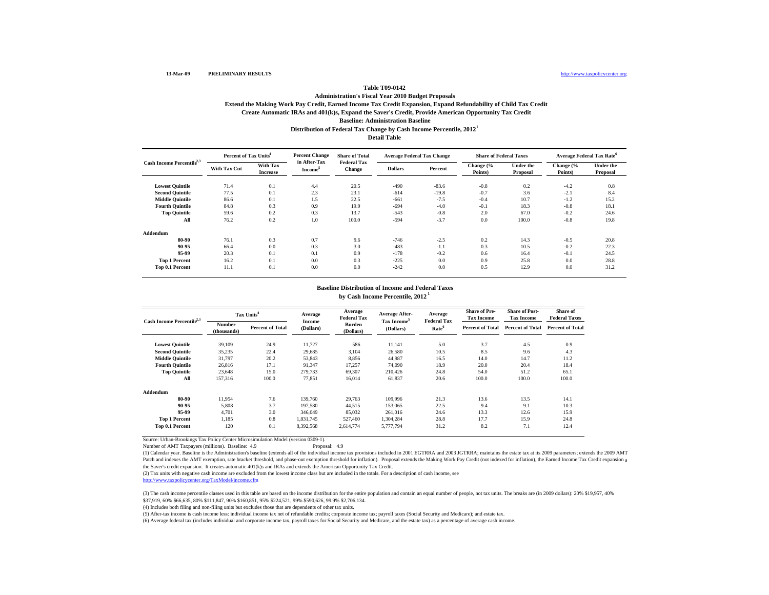13-Mar-09 **PRELIMINARY RESULTS** http://www.taxpolicycenter.org

**Table T09-0142**

**Administration's Fiscal Year 2010 Budget Proposals**

**Extend the Making Work Pay Credit, Earned Income Tax Credit Expansion, Expand Refundability of Child Tax Credit**

**Create Automatic IRAs and 401(k)s, Expand the Saver's Credit, Provide American Opportunity Tax Credit**

**Baseline: Administration Baseline**

**Distribution of Federal Tax Change by Cash Income Percentile, 2012[1]**

**Detail Table**

| Cash Income Percentile[2,3] | Percent of Tax Units[4] | | Percent Change in After-Tax Income[5] | Share of Total Federal Tax Change | Average Federal Tax Change | | Share of Federal Taxes | | Average Federal Tax Rate[6] | |
|---|---|---|---|---|---|---|---|---|---|---|
| | With Tax Cut | With Tax Increase | | | Dollars | Percent | Change (% Points) | Under the Proposal | Change (% Points) | Under the Proposal |
| Lowest Quintile | 71.4 | 0.1 | 4.4 | 20.5 | -490 | -83.6 | -0.8 | 0.2 | -4.2 | 0.8 |
| Second Quintile | 77.5 | 0.1 | 2.3 | 23.1 | -614 | -19.8 | -0.7 | 3.6 | -2.1 | 8.4 |
| Middle Quintile | 86.6 | 0.1 | 1.5 | 22.5 | -661 | -7.5 | -0.4 | 10.7 | -1.2 | 15.2 |
| Fourth Quintile | 84.8 | 0.3 | 0.9 | 19.9 | -694 | -4.0 | -0.1 | 18.3 | -0.8 | 18.1 |
| Top Quintile | 59.6 | 0.2 | 0.3 | 13.7 | -543 | -0.8 | 2.0 | 67.0 | -0.2 | 24.6 |
| All | 76.2 | 0.2 | 1.0 | 100.0 | -594 | -3.7 | 0.0 | 100.0 | -0.8 | 19.8 |
| **Addendum** | | | | | | | | | | |
| 80-90 | 76.1 | 0.3 | 0.7 | 9.6 | -746 | -2.5 | 0.2 | 14.3 | -0.5 | 20.8 |
| 90-95 | 66.4 | 0.0 | 0.3 | 3.0 | -483 | -1.1 | 0.3 | 10.5 | -0.2 | 22.3 |
| 95-99 | 20.3 | 0.1 | 0.1 | 0.9 | -178 | -0.2 | 0.6 | 16.4 | -0.1 | 24.5 |
| Top 1 Percent | 16.2 | 0.1 | 0.0 | 0.3 | -225 | 0.0 | 0.9 | 25.8 | 0.0 | 28.8 |
| Top 0.1 Percent | 11.1 | 0.1 | 0.0 | 0.0 | -242 | 0.0 | 0.5 | 12.9 | 0.0 | 31.2 |

**Baseline Distribution of Income and Federal Taxes by Cash Income Percentile, 2012[1]**

| Cash Income Percentile[2,3] | Tax Units[4] | | Average Income (Dollars) | Average Federal Tax Burden (Dollars) | Average After-Tax Income[5] (Dollars) | Average Federal Tax Rate[6] | Share of Pre-Tax Income | Share of Post-Tax Income | Share of Federal Taxes |
|---|---|---|---|---|---|---|---|---|---|
| | Number (thousands) | Percent of Total | | | | | Percent of Total | Percent of Total | Percent of Total |
| Lowest Quintile | 39,109 | 24.9 | 11,727 | 586 | 11,141 | 5.0 | 3.7 | 4.5 | 0.9 |
| Second Quintile | 35,235 | 22.4 | 29,685 | 3,104 | 26,580 | 10.5 | 8.5 | 9.6 | 4.3 |
| Middle Quintile | 31,797 | 20.2 | 53,843 | 8,856 | 44,987 | 16.5 | 14.0 | 14.7 | 11.2 |
| Fourth Quintile | 26,816 | 17.1 | 91,347 | 17,257 | 74,090 | 18.9 | 20.0 | 20.4 | 18.4 |
| Top Quintile | 23,648 | 15.0 | 279,733 | 69,307 | 210,426 | 24.8 | 54.0 | 51.2 | 65.1 |
| All | 157,316 | 100.0 | 77,851 | 16,014 | 61,837 | 20.6 | 100.0 | 100.0 | 100.0 |
| **Addendum** | | | | | | | | | |
| 80-90 | 11,954 | 7.6 | 139,760 | 29,763 | 109,996 | 21.3 | 13.6 | 13.5 | 14.1 |
| 90-95 | 5,808 | 3.7 | 197,580 | 44,515 | 153,065 | 22.5 | 9.4 | 9.1 | 10.3 |
| 95-99 | 4,701 | 3.0 | 346,049 | 85,032 | 261,016 | 24.6 | 13.3 | 12.6 | 15.9 |
| Top 1 Percent | 1,185 | 0.8 | 1,831,745 | 527,460 | 1,304,284 | 28.8 | 17.7 | 15.9 | 24.8 |
| Top 0.1 Percent | 120 | 0.1 | 8,392,568 | 2,614,774 | 5,777,794 | 31.2 | 8.2 | 7.1 | 12.4 |

Source: Urban-Brookings Tax Policy Center Microsimulation Model (version 0309-1).

Number of AMT Taxpayers (millions). Baseline: 4.9 Proposal: 4.9

(1) Calendar year. Baseline is the Administration's baseline (extends all of the individual income tax provisions included in 2001 EGTRRA and 2003 JGTRRA; maintains the estate tax at its 2009 parameters; extends the 2009 AMT Patch and indexes the AMT exemption, rate bracket threshold, and phase-out exemption threshold for inflation). Proposal extends the Making Work Pay Credit (not indexed for inflation), the Earned Income Tax Credit expansion a the Saver's credit expansion. It creates automatic 401(k)s and IRAs and extends the American Opportunity Tax Credit.

(2) Tax units with negative cash income are excluded from the lowest income class but are included in the totals. For a description of cash income, see http://www.taxpolicycenter.org/TaxModel/income.cfm

(3) The cash income percentile classes used in this table are based on the income distribution for the entire population and contain an equal number of people, not tax units. The breaks are (in 2009 dollars): 20% $19,957, 40% $37,919, 60% $66,635, 80% $111,847, 90% $160,851, 95% $224,521, 99% $590,626, 99.9% $2,706,134.

(4) Includes both filing and non-filing units but excludes those that are dependents of other tax units.

(5) After-tax income is cash income less: individual income tax net of refundable credits; corporate income tax; payroll taxes (Social Security and Medicare); and estate tax.

(6) Average federal tax (includes individual and corporate income tax, payroll taxes for Social Security and Medicare, and the estate tax) as a percentage of average cash income.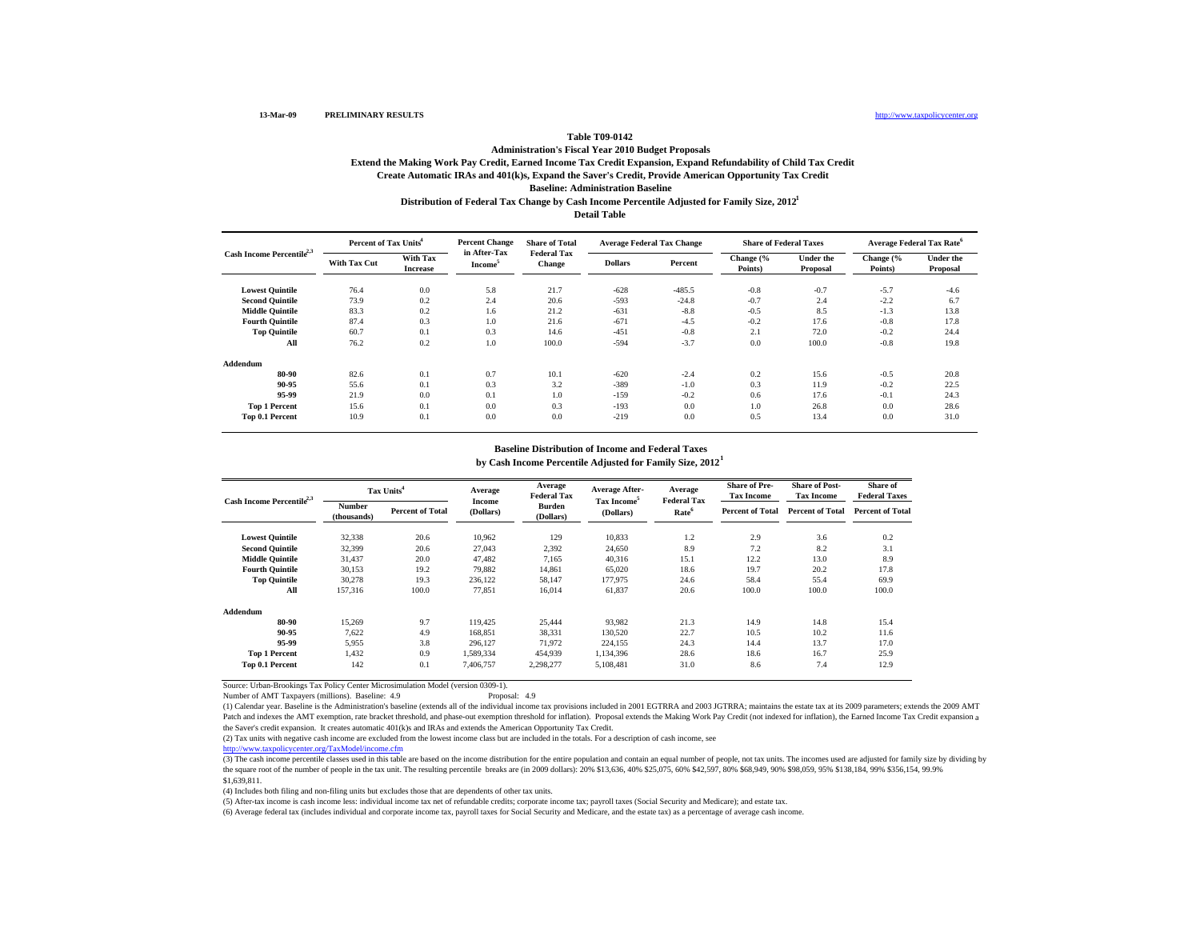13-Mar-09 **PRELIMINARY RESULTS** http://www.taxpolicycenter.org

## Table T09-0142

### Administration's Fiscal Year 2010 Budget Proposals
### Extend the Making Work Pay Credit, Earned Income Tax Credit Expansion, Expand Refundability of Child Tax Credit
### Create Automatic IRAs and 401(k)s, Expand the Saver's Credit, Provide American Opportunity Tax Credit
### Baseline: Administration Baseline
### Distribution of Federal Tax Change by Cash Income Percentile Adjusted for Family Size, 2012[1]
### Detail Table

| Cash Income Percentile[2,3] | Percent of Tax Units[4] | | Percent Change in After-Tax Income[5] | Share of Total Federal Tax Change | Average Federal Tax Change | | Share of Federal Taxes | | Average Federal Tax Rate[6] | |
|---|---|---|---|---|---|---|---|---|---|---|
| | With Tax Cut | With Tax Increase | | | Dollars | Percent | Change (% Points) | Under the Proposal | Change (% Points) | Under the Proposal |
| Lowest Quintile | 76.4 | 0.0 | 5.8 | 21.7 | -628 | -485.5 | -0.8 | -0.7 | -5.7 | -4.6 |
| Second Quintile | 73.9 | 0.2 | 2.4 | 20.6 | -593 | -24.8 | -0.7 | 2.4 | -2.2 | 6.7 |
| Middle Quintile | 83.3 | 0.2 | 1.6 | 21.2 | -631 | -8.8 | -0.5 | 8.5 | -1.3 | 13.8 |
| Fourth Quintile | 87.4 | 0.3 | 1.0 | 21.6 | -671 | -4.5 | -0.2 | 17.6 | -0.8 | 17.8 |
| Top Quintile | 60.7 | 0.1 | 0.3 | 14.6 | -451 | -0.8 | 2.1 | 72.0 | -0.2 | 24.4 |
| All | 76.2 | 0.2 | 1.0 | 100.0 | -594 | -3.7 | 0.0 | 100.0 | -0.8 | 19.8 |
| **Addendum** | | | | | | | | | | |
| 80-90 | 82.6 | 0.1 | 0.7 | 10.1 | -620 | -2.4 | 0.2 | 15.6 | -0.5 | 20.8 |
| 90-95 | 55.6 | 0.1 | 0.3 | 3.2 | -389 | -1.0 | 0.3 | 11.9 | -0.2 | 22.5 |
| 95-99 | 21.9 | 0.0 | 0.1 | 1.0 | -159 | -0.2 | 0.6 | 17.6 | -0.1 | 24.3 |
| Top 1 Percent | 15.6 | 0.1 | 0.0 | 0.3 | -193 | 0.0 | 1.0 | 26.8 | 0.0 | 28.6 |
| Top 0.1 Percent | 10.9 | 0.1 | 0.0 | 0.0 | -219 | 0.0 | 0.5 | 13.4 | 0.0 | 31.0 |

### Baseline Distribution of Income and Federal Taxes
### by Cash Income Percentile Adjusted for Family Size, 2012[1]

| Cash Income Percentile[2,3] | Tax Units[4] | | Average Income (Dollars) | Average Federal Tax Burden (Dollars) | Average After-Tax Income[5] (Dollars) | Average Federal Tax Rate[6] | Share of Pre-Tax Income | Share of Post-Tax Income | Share of Federal Taxes |
|---|---|---|---|---|---|---|---|---|---|
| | Number (thousands) | Percent of Total | | | | | Percent of Total | Percent of Total | Percent of Total |
| Lowest Quintile | 32,338 | 20.6 | 10,962 | 129 | 10,833 | 1.2 | 2.9 | 3.6 | 0.2 |
| Second Quintile | 32,399 | 20.6 | 27,043 | 2,392 | 24,650 | 8.9 | 7.2 | 8.2 | 3.1 |
| Middle Quintile | 31,437 | 20.0 | 47,482 | 7,165 | 40,316 | 15.1 | 12.2 | 13.0 | 8.9 |
| Fourth Quintile | 30,153 | 19.2 | 79,882 | 14,861 | 65,020 | 18.6 | 19.7 | 20.2 | 17.8 |
| Top Quintile | 30,278 | 19.3 | 236,122 | 58,147 | 177,975 | 24.6 | 58.4 | 55.4 | 69.9 |
| All | 157,316 | 100.0 | 77,851 | 16,014 | 61,837 | 20.6 | 100.0 | 100.0 | 100.0 |
| **Addendum** | | | | | | | | | |
| 80-90 | 15,269 | 9.7 | 119,425 | 25,444 | 93,982 | 21.3 | 14.9 | 14.8 | 15.4 |
| 90-95 | 7,622 | 4.9 | 168,851 | 38,331 | 130,520 | 22.7 | 10.5 | 10.2 | 11.6 |
| 95-99 | 5,955 | 3.8 | 296,127 | 71,972 | 224,155 | 24.3 | 14.4 | 13.7 | 17.0 |
| Top 1 Percent | 1,432 | 0.9 | 1,589,334 | 454,939 | 1,134,396 | 28.6 | 18.6 | 16.7 | 25.9 |
| Top 0.1 Percent | 142 | 0.1 | 7,406,757 | 2,298,277 | 5,108,481 | 31.0 | 8.6 | 7.4 | 12.9 |

Source: Urban-Brookings Tax Policy Center Microsimulation Model (version 0309-1).

Number of AMT Taxpayers (millions). Baseline: 4.9 Proposal: 4.9

(1) Calendar year. Baseline is the Administration's baseline (extends all of the individual income tax provisions included in 2001 EGTRRA and 2003 JGTRRA; maintains the estate tax at its 2009 parameters; extends the 2009 AMT Patch and indexes the AMT exemption, rate bracket threshold, and phase-out exemption threshold for inflation). Proposal extends the Making Work Pay Credit (not indexed for inflation), the Earned Income Tax Credit expansion a the Saver's credit expansion. It creates automatic 401(k)s and IRAs and extends the American Opportunity Tax Credit.

(2) Tax units with negative cash income are excluded from the lowest income class but are included in the totals. For a description of cash income, see http://www.taxpolicycenter.org/TaxModel/income.cfm

(3) The cash income percentile classes used in this table are based on the income distribution for the entire population and contain an equal number of people, not tax units. The incomes used are adjusted for family size by dividing by the square root of the number of people in the tax unit. The resulting percentile breaks are (in 2009 dollars): 20% $13,636, 40% $25,075, 60% $42,597, 80% $68,949, 90% $98,059, 95% $138,184, 99% $356,154, 99.9% $1,639,811.

(4) Includes both filing and non-filing units but excludes those that are dependents of other tax units.

(5) After-tax income is cash income less: individual income tax net of refundable credits; corporate income tax; payroll taxes (Social Security and Medicare); and estate tax.

(6) Average federal tax (includes individual and corporate income tax, payroll taxes for Social Security and Medicare, and the estate tax) as a percentage of average cash income.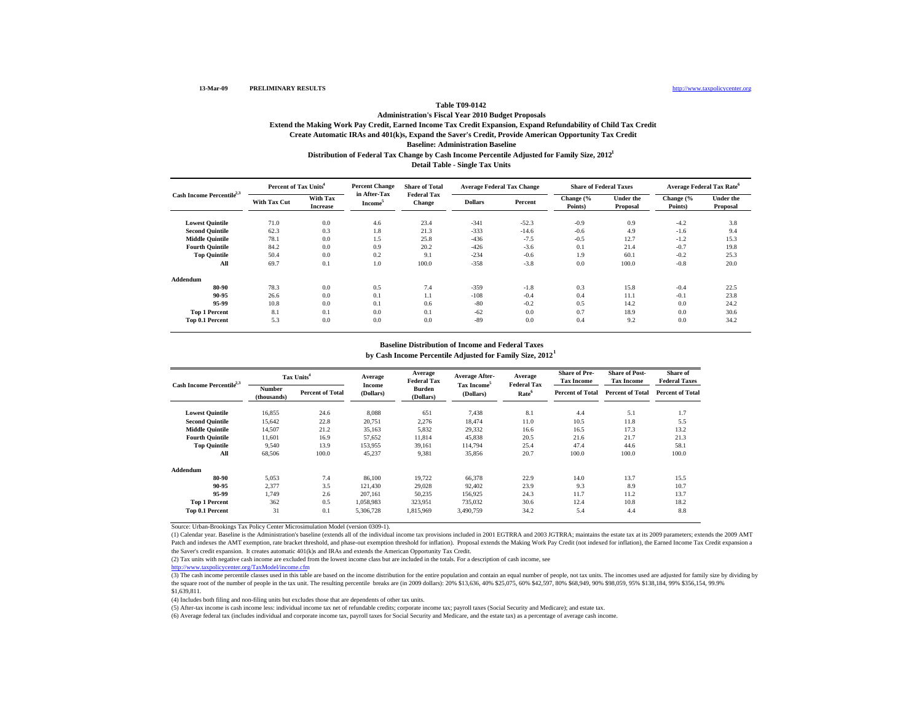13-Mar-09 **PRELIMINARY RESULTS** http://www.taxpolicycenter.org

**Table T09-0142**

**Administration's Fiscal Year 2010 Budget Proposals**

**Extend the Making Work Pay Credit, Earned Income Tax Credit Expansion, Expand Refundability of Child Tax Credit**

**Create Automatic IRAs and 401(k)s, Expand the Saver's Credit, Provide American Opportunity Tax Credit**

**Baseline: Administration Baseline**

**Distribution of Federal Tax Change by Cash Income Percentile Adjusted for Family Size, 2012[1]**

**Detail Table - Single Tax Units**

| Cash Income Percentile[2,3] | Percent of Tax Units[4] | | Percent Change in After-Tax Income[5] | Share of Total Federal Tax Change | Average Federal Tax Change | | Share of Federal Taxes | | Average Federal Tax Rate[6] | |
|---|---|---|---|---|---|---|---|---|---|---|
| | With Tax Cut | With Tax Increase | | | Dollars | Percent | Change (% Points) | Under the Proposal | Change (% Points) | Under the Proposal |
| Lowest Quintile | 71.0 | 0.0 | 4.6 | 23.4 | -341 | -52.3 | -0.9 | 0.9 | -4.2 | 3.8 |
| Second Quintile | 62.3 | 0.3 | 1.8 | 21.3 | -333 | -14.6 | -0.6 | 4.9 | -1.6 | 9.4 |
| Middle Quintile | 78.1 | 0.0 | 1.5 | 25.8 | -436 | -7.5 | -0.5 | 12.7 | -1.2 | 15.3 |
| Fourth Quintile | 84.2 | 0.0 | 0.9 | 20.2 | -426 | -3.6 | 0.1 | 21.4 | -0.7 | 19.8 |
| Top Quintile | 50.4 | 0.0 | 0.2 | 9.1 | -234 | -0.6 | 1.9 | 60.1 | -0.2 | 25.3 |
| All | 69.7 | 0.1 | 1.0 | 100.0 | -358 | -3.8 | 0.0 | 100.0 | -0.8 | 20.0 |
| **Addendum** | | | | | | | | | | |
| 80-90 | 78.3 | 0.0 | 0.5 | 7.4 | -359 | -1.8 | 0.3 | 15.8 | -0.4 | 22.5 |
| 90-95 | 26.6 | 0.0 | 0.1 | 1.1 | -108 | -0.4 | 0.4 | 11.1 | -0.1 | 23.8 |
| 95-99 | 10.8 | 0.0 | 0.1 | 0.6 | -80 | -0.2 | 0.5 | 14.2 | 0.0 | 24.2 |
| Top 1 Percent | 8.1 | 0.1 | 0.0 | 0.1 | -62 | 0.0 | 0.7 | 18.9 | 0.0 | 30.6 |
| Top 0.1 Percent | 5.3 | 0.0 | 0.0 | 0.0 | -89 | 0.0 | 0.4 | 9.2 | 0.0 | 34.2 |

**Baseline Distribution of Income and Federal Taxes**

**by Cash Income Percentile Adjusted for Family Size, 2012[1]**

| Cash Income Percentile[2,3] | Tax Units[4] | | Average Income (Dollars) | Average Federal Tax Burden (Dollars) | Average After-Tax Income[5] (Dollars) | Average Federal Tax Rate[6] | Share of Pre-Tax Income | Share of Post-Tax Income | Share of Federal Taxes |
|---|---|---|---|---|---|---|---|---|---|
| | Number (thousands) | Percent of Total | | | | | Percent of Total | Percent of Total | Percent of Total |
| Lowest Quintile | 16,855 | 24.6 | 8,088 | 651 | 7,438 | 8.1 | 4.4 | 5.1 | 1.7 |
| Second Quintile | 15,642 | 22.8 | 20,751 | 2,276 | 18,474 | 11.0 | 10.5 | 11.8 | 5.5 |
| Middle Quintile | 14,507 | 21.2 | 35,163 | 5,832 | 29,332 | 16.6 | 16.5 | 17.3 | 13.2 |
| Fourth Quintile | 11,601 | 16.9 | 57,652 | 11,814 | 45,838 | 20.5 | 21.6 | 21.7 | 21.3 |
| Top Quintile | 9,540 | 13.9 | 153,955 | 39,161 | 114,794 | 25.4 | 47.4 | 44.6 | 58.1 |
| All | 68,506 | 100.0 | 45,237 | 9,381 | 35,856 | 20.7 | 100.0 | 100.0 | 100.0 |
| **Addendum** | | | | | | | | | |
| 80-90 | 5,053 | 7.4 | 86,100 | 19,722 | 66,378 | 22.9 | 14.0 | 13.7 | 15.5 |
| 90-95 | 2,377 | 3.5 | 121,430 | 29,028 | 92,402 | 23.9 | 9.3 | 8.9 | 10.7 |
| 95-99 | 1,749 | 2.6 | 207,161 | 50,235 | 156,925 | 24.3 | 11.7 | 11.2 | 13.7 |
| Top 1 Percent | 362 | 0.5 | 1,058,983 | 323,951 | 735,032 | 30.6 | 12.4 | 10.8 | 18.2 |
| Top 0.1 Percent | 31 | 0.1 | 5,306,728 | 1,815,969 | 3,490,759 | 34.2 | 5.4 | 4.4 | 8.8 |

Source: Urban-Brookings Tax Policy Center Microsimulation Model (version 0309-1).

(1) Calendar year. Baseline is the Administration's baseline (extends all of the individual income tax provisions included in 2001 EGTRRA and 2003 JGTRRA; maintains the estate tax at its 2009 parameters; extends the 2009 AMT Patch and indexes the AMT exemption, rate bracket threshold, and phase-out exemption threshold for inflation). Proposal extends the Making Work Pay Credit (not indexed for inflation), the Earned Income Tax Credit expansion a the Saver's credit expansion. It creates automatic 401(k)s and IRAs and extends the American Opportunity Tax Credit.

(2) Tax units with negative cash income are excluded from the lowest income class but are included in the totals. For a description of cash income, see http://www.taxpolicycenter.org/TaxModel/income.cfm

(3) The cash income percentile classes used in this table are based on the income distribution for the entire population and contain an equal number of people, not tax units. The incomes used are adjusted for family size by dividing by the square root of the number of people in the tax unit. The resulting percentile breaks are (in 2009 dollars): 20% $13,636, 40% $25,075, 60% $42,597, 80% $68,949, 90% $98,059, 95% $138,184, 99% $356,154, 99.9% $1,639,811.

(4) Includes both filing and non-filing units but excludes those that are dependents of other tax units.

(5) After-tax income is cash income less: individual income tax net of refundable credits; corporate income tax; payroll taxes (Social Security and Medicare); and estate tax.

(6) Average federal tax (includes individual and corporate income tax, payroll taxes for Social Security and Medicare, and the estate tax) as a percentage of average cash income.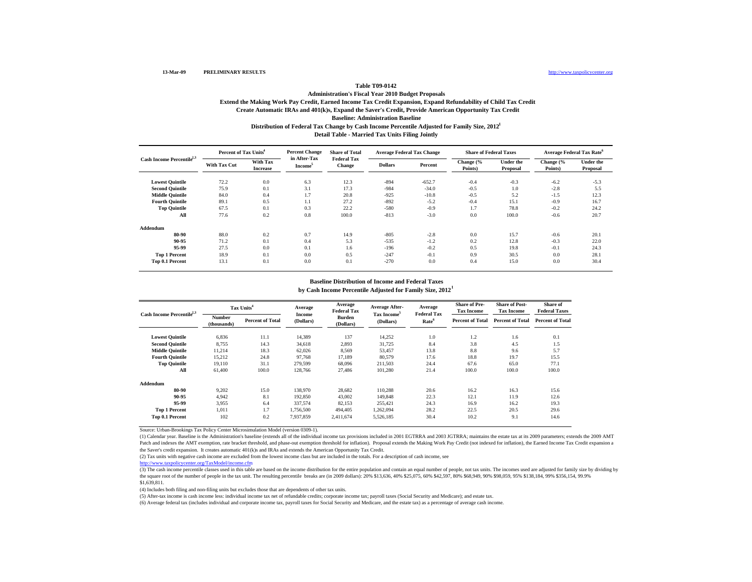13-Mar-09 **PRELIMINARY RESULTS** http://www.taxpolicycenter.org

**Table T09-0142**

**Administration's Fiscal Year 2010 Budget Proposals**

**Extend the Making Work Pay Credit, Earned Income Tax Credit Expansion, Expand Refundability of Child Tax Credit**

**Create Automatic IRAs and 401(k)s, Expand the Saver's Credit, Provide American Opportunity Tax Credit**

**Baseline: Administration Baseline**

**Distribution of Federal Tax Change by Cash Income Percentile Adjusted for Family Size, 2012[1]**

**Detail Table - Married Tax Units Filing Jointly**

| Cash Income Percentile[2,3] | Percent of Tax Units[4] | | Percent Change in After-Tax Income[5] | Share of Total Federal Tax Change | Average Federal Tax Change | | Share of Federal Taxes | | Average Federal Tax Rate[6] | |
|---|---|---|---|---|---|---|---|---|---|---|
| | With Tax Cut | With Tax Increase | | | Dollars | Percent | Change (% Points) | Under the Proposal | Change (% Points) | Under the Proposal |
| Lowest Quintile | 72.2 | 0.0 | 6.3 | 12.3 | -894 | -652.7 | -0.4 | -0.3 | -6.2 | -5.3 |
| Second Quintile | 75.9 | 0.1 | 3.1 | 17.3 | -984 | -34.0 | -0.5 | 1.0 | -2.8 | 5.5 |
| Middle Quintile | 84.0 | 0.4 | 1.7 | 20.8 | -925 | -10.8 | -0.5 | 5.2 | -1.5 | 12.3 |
| Fourth Quintile | 89.1 | 0.5 | 1.1 | 27.2 | -892 | -5.2 | -0.4 | 15.1 | -0.9 | 16.7 |
| Top Quintile | 67.5 | 0.1 | 0.3 | 22.2 | -580 | -0.9 | 1.7 | 78.8 | -0.2 | 24.2 |
| All | 77.6 | 0.2 | 0.8 | 100.0 | -813 | -3.0 | 0.0 | 100.0 | -0.6 | 20.7 |
| **Addendum** | | | | | | | | | | |
| 80-90 | 88.0 | 0.2 | 0.7 | 14.9 | -805 | -2.8 | 0.0 | 15.7 | -0.6 | 20.1 |
| 90-95 | 71.2 | 0.1 | 0.4 | 5.3 | -535 | -1.2 | 0.2 | 12.8 | -0.3 | 22.0 |
| 95-99 | 27.5 | 0.0 | 0.1 | 1.6 | -196 | -0.2 | 0.5 | 19.8 | -0.1 | 24.3 |
| Top 1 Percent | 18.9 | 0.1 | 0.0 | 0.5 | -247 | -0.1 | 0.9 | 30.5 | 0.0 | 28.1 |
| Top 0.1 Percent | 13.1 | 0.1 | 0.0 | 0.1 | -270 | 0.0 | 0.4 | 15.0 | 0.0 | 30.4 |

**Baseline Distribution of Income and Federal Taxes**

**by Cash Income Percentile Adjusted for Family Size, 2012[1]**

| Cash Income Percentile[2,3] | Tax Units[4] | | Average Income (Dollars) | Average Federal Tax Burden (Dollars) | Average After-Tax Income[5] (Dollars) | Average Federal Tax Rate[6] | Share of Pre-Tax Income | Share of Post-Tax Income | Share of Federal Taxes |
|---|---|---|---|---|---|---|---|---|---|
| | Number (thousands) | Percent of Total | | | | | Percent of Total | Percent of Total | Percent of Total |
| Lowest Quintile | 6,836 | 11.1 | 14,389 | 137 | 14,252 | 1.0 | 1.2 | 1.6 | 0.1 |
| Second Quintile | 8,755 | 14.3 | 34,618 | 2,893 | 31,725 | 8.4 | 3.8 | 4.5 | 1.5 |
| Middle Quintile | 11,214 | 18.3 | 62,026 | 8,569 | 53,457 | 13.8 | 8.8 | 9.6 | 5.7 |
| Fourth Quintile | 15,212 | 24.8 | 97,768 | 17,189 | 80,579 | 17.6 | 18.8 | 19.7 | 15.5 |
| Top Quintile | 19,110 | 31.1 | 279,599 | 68,096 | 211,503 | 24.4 | 67.6 | 65.0 | 77.1 |
| All | 61,400 | 100.0 | 128,766 | 27,486 | 101,280 | 21.4 | 100.0 | 100.0 | 100.0 |
| **Addendum** | | | | | | | | | |
| 80-90 | 9,202 | 15.0 | 138,970 | 28,682 | 110,288 | 20.6 | 16.2 | 16.3 | 15.6 |
| 90-95 | 4,942 | 8.1 | 192,850 | 43,002 | 149,848 | 22.3 | 12.1 | 11.9 | 12.6 |
| 95-99 | 3,955 | 6.4 | 337,574 | 82,153 | 255,421 | 24.3 | 16.9 | 16.2 | 19.3 |
| Top 1 Percent | 1,011 | 1.7 | 1,756,500 | 494,405 | 1,262,094 | 28.2 | 22.5 | 20.5 | 29.6 |
| Top 0.1 Percent | 102 | 0.2 | 7,937,859 | 2,411,674 | 5,526,185 | 30.4 | 10.2 | 9.1 | 14.6 |

Source: Urban-Brookings Tax Policy Center Microsimulation Model (version 0309-1).

(1) Calendar year. Baseline is the Administration's baseline (extends all of the individual income tax provisions included in 2001 EGTRRA and 2003 JGTRRA; maintains the estate tax at its 2009 parameters; extends the 2009 AMT Patch and indexes the AMT exemption, rate bracket threshold, and phase-out exemption threshold for inflation). Proposal extends the Making Work Pay Credit (not indexed for inflation), the Earned Income Tax Credit expansion a the Saver's credit expansion. It creates automatic 401(k)s and IRAs and extends the American Opportunity Tax Credit.

(2) Tax units with negative cash income are excluded from the lowest income class but are included in the totals. For a description of cash income, see http://www.taxpolicycenter.org/TaxModel/income.cfm

(3) The cash income percentile classes used in this table are based on the income distribution for the entire population and contain an equal number of people, not tax units. The incomes used are adjusted for family size by dividing by the square root of the number of people in the tax unit. The resulting percentile breaks are (in 2009 dollars): 20% $13,636, 40% $25,075, 60% $42,597, 80% $68,949, 90% $98,059, 95% $138,184, 99% $356,154, 99.9% $1,639,811.

(4) Includes both filing and non-filing units but excludes those that are dependents of other tax units.

(5) After-tax income is cash income less: individual income tax net of refundable credits; corporate income tax; payroll taxes (Social Security and Medicare); and estate tax.

(6) Average federal tax (includes individual and corporate income tax, payroll taxes for Social Security and Medicare, and the estate tax) as a percentage of average cash income.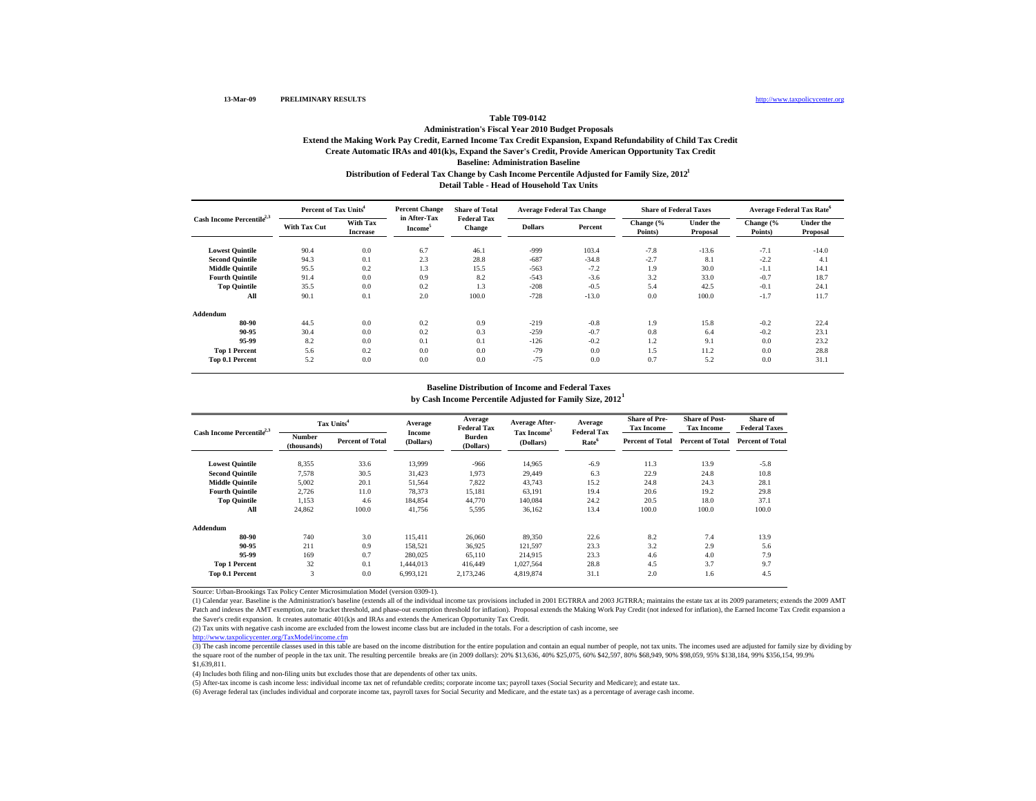13-Mar-09 **PRELIMINARY RESULTS** http://www.taxpolicycenter.org

**Table T09-0142**

**Administration's Fiscal Year 2010 Budget Proposals**

**Extend the Making Work Pay Credit, Earned Income Tax Credit Expansion, Expand Refundability of Child Tax Credit**

**Create Automatic IRAs and 401(k)s, Expand the Saver's Credit, Provide American Opportunity Tax Credit**

**Baseline: Administration Baseline**

**Distribution of Federal Tax Change by Cash Income Percentile Adjusted for Family Size, 2012[1]**

**Detail Table - Head of Household Tax Units**

| Cash Income Percentile[2,3] | Percent of Tax Units[4] | | Percent Change in After-Tax Income[5] | Share of Total Federal Tax Change | Average Federal Tax Change | | Share of Federal Taxes | | Average Federal Tax Rate[6] | |
|---|---|---|---|---|---|---|---|---|---|---|
| | With Tax Cut | With Tax Increase | | | Dollars | Percent | Change (% Points) | Under the Proposal | Change (% Points) | Under the Proposal |
| Lowest Quintile | 90.4 | 0.0 | 6.7 | 46.1 | -999 | 103.4 | -7.8 | -13.6 | -7.1 | -14.0 |
| Second Quintile | 94.3 | 0.1 | 2.3 | 28.8 | -687 | -34.8 | -2.7 | 8.1 | -2.2 | 4.1 |
| Middle Quintile | 95.5 | 0.2 | 1.3 | 15.5 | -563 | -7.2 | 1.9 | 30.0 | -1.1 | 14.1 |
| Fourth Quintile | 91.4 | 0.0 | 0.9 | 8.2 | -543 | -3.6 | 3.2 | 33.0 | -0.7 | 18.7 |
| Top Quintile | 35.5 | 0.0 | 0.2 | 1.3 | -208 | -0.5 | 5.4 | 42.5 | -0.1 | 24.1 |
| All | 90.1 | 0.1 | 2.0 | 100.0 | -728 | -13.0 | 0.0 | 100.0 | -1.7 | 11.7 |
| **Addendum** | | | | | | | | | | |
| 80-90 | 44.5 | 0.0 | 0.2 | 0.9 | -219 | -0.8 | 1.9 | 15.8 | -0.2 | 22.4 |
| 90-95 | 30.4 | 0.0 | 0.2 | 0.3 | -259 | -0.7 | 0.8 | 6.4 | -0.2 | 23.1 |
| 95-99 | 8.2 | 0.0 | 0.1 | 0.1 | -126 | -0.2 | 1.2 | 9.1 | 0.0 | 23.2 |
| Top 1 Percent | 5.6 | 0.2 | 0.0 | 0.0 | -79 | 0.0 | 1.5 | 11.2 | 0.0 | 28.8 |
| Top 0.1 Percent | 5.2 | 0.0 | 0.0 | 0.0 | -75 | 0.0 | 0.7 | 5.2 | 0.0 | 31.1 |

**Baseline Distribution of Income and Federal Taxes**

**by Cash Income Percentile Adjusted for Family Size, 2012[1]**

| Cash Income Percentile[2,3] | Tax Units[4] | | Average Income (Dollars) | Average Federal Tax Burden (Dollars) | Average After-Tax Income[5] (Dollars) | Average Federal Tax Rate[6] | Share of Pre-Tax Income | Share of Post-Tax Income | Share of Federal Taxes |
|---|---|---|---|---|---|---|---|---|---|
| | Number (thousands) | Percent of Total | | | | | Percent of Total | Percent of Total | Percent of Total |
| Lowest Quintile | 8,355 | 33.6 | 13,999 | -966 | 14,965 | -6.9 | 11.3 | 13.9 | -5.8 |
| Second Quintile | 7,578 | 30.5 | 31,423 | 1,973 | 29,449 | 6.3 | 22.9 | 24.8 | 10.8 |
| Middle Quintile | 5,002 | 20.1 | 51,564 | 7,822 | 43,743 | 15.2 | 24.8 | 24.3 | 28.1 |
| Fourth Quintile | 2,726 | 11.0 | 78,373 | 15,181 | 63,191 | 19.4 | 20.6 | 19.2 | 29.8 |
| Top Quintile | 1,153 | 4.6 | 184,854 | 44,770 | 140,084 | 24.2 | 20.5 | 18.0 | 37.1 |
| All | 24,862 | 100.0 | 41,756 | 5,595 | 36,162 | 13.4 | 100.0 | 100.0 | 100.0 |
| **Addendum** | | | | | | | | | |
| 80-90 | 740 | 3.0 | 115,411 | 26,060 | 89,350 | 22.6 | 8.2 | 7.4 | 13.9 |
| 90-95 | 211 | 0.9 | 158,521 | 36,925 | 121,597 | 23.3 | 3.2 | 2.9 | 5.6 |
| 95-99 | 169 | 0.7 | 280,025 | 65,110 | 214,915 | 23.3 | 4.6 | 4.0 | 7.9 |
| Top 1 Percent | 32 | 0.1 | 1,444,013 | 416,449 | 1,027,564 | 28.8 | 4.5 | 3.7 | 9.7 |
| Top 0.1 Percent | 3 | 0.0 | 6,993,121 | 2,173,246 | 4,819,874 | 31.1 | 2.0 | 1.6 | 4.5 |

Source: Urban-Brookings Tax Policy Center Microsimulation Model (version 0309-1).

(1) Calendar year. Baseline is the Administration's baseline (extends all of the individual income tax provisions included in 2001 EGTRRA and 2003 JGTRRA; maintains the estate tax at its 2009 parameters; extends the 2009 AMT Patch and indexes the AMT exemption, rate bracket threshold, and phase-out exemption threshold for inflation). Proposal extends the Making Work Pay Credit (not indexed for inflation), the Earned Income Tax Credit expansion a the Saver's credit expansion. It creates automatic 401(k)s and IRAs and extends the American Opportunity Tax Credit.

(2) Tax units with negative cash income are excluded from the lowest income class but are included in the totals. For a description of cash income, see http://www.taxpolicycenter.org/TaxModel/income.cfm

(3) The cash income percentile classes used in this table are based on the income distribution for the entire population and contain an equal number of people, not tax units. The incomes used are adjusted for family size by dividing by the square root of the number of people in the tax unit. The resulting percentile breaks are (in 2009 dollars): 20% $13,636, 40% $25,075, 60% $42,597, 80% $68,949, 90% $98,059, 95% $138,184, 99% $356,154, 99.9% $1,639,811.

(4) Includes both filing and non-filing units but excludes those that are dependents of other tax units.

(5) After-tax income is cash income less: individual income tax net of refundable credits; corporate income tax; payroll taxes (Social Security and Medicare); and estate tax.

(6) Average federal tax (includes individual and corporate income tax, payroll taxes for Social Security and Medicare, and the estate tax) as a percentage of average cash income.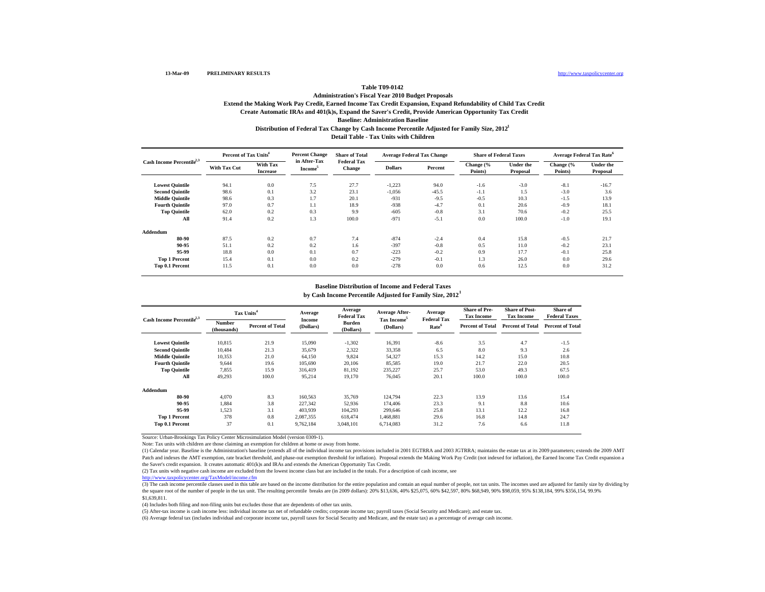13-Mar-09 **PRELIMINARY RESULTS** http://www.taxpolicycenter.org

**Table T09-0142**

**Administration's Fiscal Year 2010 Budget Proposals**

**Extend the Making Work Pay Credit, Earned Income Tax Credit Expansion, Expand Refundability of Child Tax Credit**

**Create Automatic IRAs and 401(k)s, Expand the Saver's Credit, Provide American Opportunity Tax Credit**

**Baseline: Administration Baseline**

**Distribution of Federal Tax Change by Cash Income Percentile Adjusted for Family Size, 2012[1]**

**Detail Table - Tax Units with Children**

| Cash Income Percentile[2,3] | Percent of Tax Units[4] | | Percent Change in After-Tax Income[5] | Share of Total Federal Tax Change | Average Federal Tax Change | | Share of Federal Taxes | | Average Federal Tax Rate[6] | |
|---|---|---|---|---|---|---|---|---|---|---|
| | With Tax Cut | With Tax Increase | | | Dollars | Percent | Change (% Points) | Under the Proposal | Change (% Points) | Under the Proposal |
| **Lowest Quintile** | 94.1 | 0.0 | 7.5 | 27.7 | -1,223 | 94.0 | -1.6 | -3.0 | -8.1 | -16.7 |
| **Second Quintile** | 98.6 | 0.1 | 3.2 | 23.1 | -1,056 | -45.5 | -1.1 | 1.5 | -3.0 | 3.6 |
| **Middle Quintile** | 98.6 | 0.3 | 1.7 | 20.1 | -931 | -9.5 | -0.5 | 10.3 | -1.5 | 13.9 |
| **Fourth Quintile** | 97.0 | 0.7 | 1.1 | 18.9 | -938 | -4.7 | 0.1 | 20.6 | -0.9 | 18.1 |
| **Top Quintile** | 62.0 | 0.2 | 0.3 | 9.9 | -605 | -0.8 | 3.1 | 70.6 | -0.2 | 25.5 |
| **All** | 91.4 | 0.2 | 1.3 | 100.0 | -971 | -5.1 | 0.0 | 100.0 | -1.0 | 19.1 |
| **Addendum** | | | | | | | | | | |
| **80-90** | 87.5 | 0.2 | 0.7 | 7.4 | -874 | -2.4 | 0.4 | 15.8 | -0.5 | 21.7 |
| **90-95** | 51.1 | 0.2 | 0.2 | 1.6 | -397 | -0.8 | 0.5 | 11.0 | -0.2 | 23.1 |
| **95-99** | 18.8 | 0.0 | 0.1 | 0.7 | -223 | -0.2 | 0.9 | 17.7 | -0.1 | 25.8 |
| **Top 1 Percent** | 15.4 | 0.1 | 0.0 | 0.2 | -279 | -0.1 | 1.3 | 26.0 | 0.0 | 29.6 |
| **Top 0.1 Percent** | 11.5 | 0.1 | 0.0 | 0.0 | -278 | 0.0 | 0.6 | 12.5 | 0.0 | 31.2 |

**Baseline Distribution of Income and Federal Taxes**

**by Cash Income Percentile Adjusted for Family Size, 2012[1]**

| Cash Income Percentile[2,3] | Tax Units[4] | | Average Income (Dollars) | Average Federal Tax Burden (Dollars) | Average After-Tax Income[5] (Dollars) | Average Federal Tax Rate[6] | Share of Pre-Tax Income | Share of Post-Tax Income | Share of Federal Taxes |
|---|---|---|---|---|---|---|---|---|---|
| | Number (thousands) | Percent of Total | | | | | Percent of Total | Percent of Total | Percent of Total |
| **Lowest Quintile** | 10,815 | 21.9 | 15,090 | -1,302 | 16,391 | -8.6 | 3.5 | 4.7 | -1.5 |
| **Second Quintile** | 10,484 | 21.3 | 35,679 | 2,322 | 33,358 | 6.5 | 8.0 | 9.3 | 2.6 |
| **Middle Quintile** | 10,353 | 21.0 | 64,150 | 9,824 | 54,327 | 15.3 | 14.2 | 15.0 | 10.8 |
| **Fourth Quintile** | 9,644 | 19.6 | 105,690 | 20,106 | 85,585 | 19.0 | 21.7 | 22.0 | 20.5 |
| **Top Quintile** | 7,855 | 15.9 | 316,419 | 81,192 | 235,227 | 25.7 | 53.0 | 49.3 | 67.5 |
| **All** | 49,293 | 100.0 | 95,214 | 19,170 | 76,045 | 20.1 | 100.0 | 100.0 | 100.0 |
| **Addendum** | | | | | | | | | |
| **80-90** | 4,070 | 8.3 | 160,563 | 35,769 | 124,794 | 22.3 | 13.9 | 13.6 | 15.4 |
| **90-95** | 1,884 | 3.8 | 227,342 | 52,936 | 174,406 | 23.3 | 9.1 | 8.8 | 10.6 |
| **95-99** | 1,523 | 3.1 | 403,939 | 104,293 | 299,646 | 25.8 | 13.1 | 12.2 | 16.8 |
| **Top 1 Percent** | 378 | 0.8 | 2,087,355 | 618,474 | 1,468,881 | 29.6 | 16.8 | 14.8 | 24.7 |
| **Top 0.1 Percent** | 37 | 0.1 | 9,762,184 | 3,048,101 | 6,714,083 | 31.2 | 7.6 | 6.6 | 11.8 |

Source: Urban-Brookings Tax Policy Center Microsimulation Model (version 0309-1).

Note: Tax units with children are those claiming an exemption for children at home or away from home.

(1) Calendar year. Baseline is the Administration's baseline (extends all of the individual income tax provisions included in 2001 EGTRRA and 2003 JGTRRA; maintains the estate tax at its 2009 parameters; extends the 2009 AMT Patch and indexes the AMT exemption, rate bracket threshold, and phase-out exemption threshold for inflation). Proposal extends the Making Work Pay Credit (not indexed for inflation), the Earned Income Tax Credit expansion a the Saver's credit expansion. It creates automatic 401(k)s and IRAs and extends the American Opportunity Tax Credit.

(2) Tax units with negative cash income are excluded from the lowest income class but are included in the totals. For a description of cash income, see http://www.taxpolicycenter.org/TaxModel/income.cfm

(3) The cash income percentile classes used in this table are based on the income distribution for the entire population and contain an equal number of people, not tax units. The incomes used are adjusted for family size by dividing by the square root of the number of people in the tax unit. The resulting percentile breaks are (in 2009 dollars): 20% $13,636, 40% $25,075, 60% $42,597, 80% $68,949, 90% $98,059, 95% $138,184, 99% $356,154, 99.9% $1,639,811.

(4) Includes both filing and non-filing units but excludes those that are dependents of other tax units.

(5) After-tax income is cash income less: individual income tax net of refundable credits; corporate income tax; payroll taxes (Social Security and Medicare); and estate tax.

(6) Average federal tax (includes individual and corporate income tax, payroll taxes for Social Security and Medicare, and the estate tax) as a percentage of average cash income.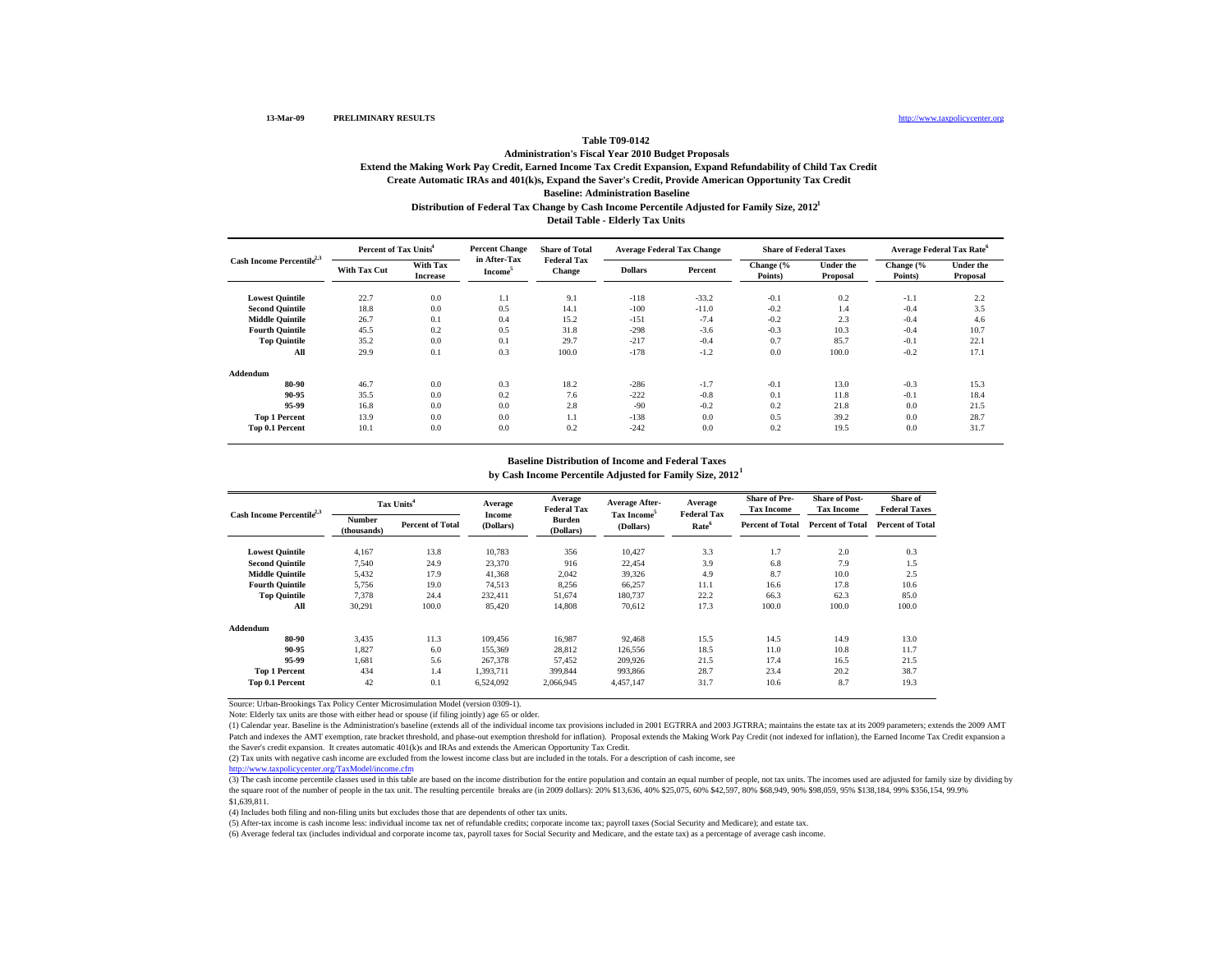13-Mar-09 **PRELIMINARY RESULTS** http://www.taxpolicycenter.org

**Table T09-0142**

**Administration's Fiscal Year 2010 Budget Proposals**

**Extend the Making Work Pay Credit, Earned Income Tax Credit Expansion, Expand Refundability of Child Tax Credit**

**Create Automatic IRAs and 401(k)s, Expand the Saver's Credit, Provide American Opportunity Tax Credit**

**Baseline: Administration Baseline**

**Distribution of Federal Tax Change by Cash Income Percentile Adjusted for Family Size, 2012[1]**

**Detail Table - Elderly Tax Units**

| Cash Income Percentile[2,3] | Percent of Tax Units[4] | | Percent Change in After-Tax Income[5] | Share of Total Federal Tax Change | Average Federal Tax Change | | Share of Federal Taxes | | Average Federal Tax Rate[6] | |
|---|---|---|---|---|---|---|---|---|---|---|
| | With Tax Cut | With Tax Increase | | | Dollars | Percent | Change (% Points) | Under the Proposal | Change (% Points) | Under the Proposal |
| Lowest Quintile | 22.7 | 0.0 | 1.1 | 9.1 | -118 | -33.2 | -0.1 | 0.2 | -1.1 | 2.2 |
| Second Quintile | 18.8 | 0.0 | 0.5 | 14.1 | -100 | -11.0 | -0.2 | 1.4 | -0.4 | 3.5 |
| Middle Quintile | 26.7 | 0.1 | 0.4 | 15.2 | -151 | -7.4 | -0.2 | 2.3 | -0.4 | 4.6 |
| Fourth Quintile | 45.5 | 0.2 | 0.5 | 31.8 | -298 | -3.6 | -0.3 | 10.3 | -0.4 | 10.7 |
| Top Quintile | 35.2 | 0.0 | 0.1 | 29.7 | -217 | -0.4 | 0.7 | 85.7 | -0.1 | 22.1 |
| All | 29.9 | 0.1 | 0.3 | 100.0 | -178 | -1.2 | 0.0 | 100.0 | -0.2 | 17.1 |
| **Addendum** | | | | | | | | | | |
| 80-90 | 46.7 | 0.0 | 0.3 | 18.2 | -286 | -1.7 | -0.1 | 13.0 | -0.3 | 15.3 |
| 90-95 | 35.5 | 0.0 | 0.2 | 7.6 | -222 | -0.8 | 0.1 | 11.8 | -0.1 | 18.4 |
| 95-99 | 16.8 | 0.0 | 0.0 | 2.8 | -90 | -0.2 | 0.2 | 21.8 | 0.0 | 21.5 |
| Top 1 Percent | 13.9 | 0.0 | 0.0 | 1.1 | -138 | 0.0 | 0.5 | 39.2 | 0.0 | 28.7 |
| Top 0.1 Percent | 10.1 | 0.0 | 0.0 | 0.2 | -242 | 0.0 | 0.2 | 19.5 | 0.0 | 31.7 |

**Baseline Distribution of Income and Federal Taxes**

**by Cash Income Percentile Adjusted for Family Size, 2012[1]**

| Cash Income Percentile[2,3] | Tax Units[4] | | Average Income (Dollars) | Average Federal Tax Burden (Dollars) | Average After-Tax Income[5] (Dollars) | Average Federal Tax Rate[6] | Share of Pre-Tax Income | Share of Post-Tax Income | Share of Federal Taxes |
|---|---|---|---|---|---|---|---|---|---|
| | Number (thousands) | Percent of Total | | | | | Percent of Total | Percent of Total | Percent of Total |
| Lowest Quintile | 4,167 | 13.8 | 10,783 | 356 | 10,427 | 3.3 | 1.7 | 2.0 | 0.3 |
| Second Quintile | 7,540 | 24.9 | 23,370 | 916 | 22,454 | 3.9 | 6.8 | 7.9 | 1.5 |
| Middle Quintile | 5,432 | 17.9 | 41,368 | 2,042 | 39,326 | 4.9 | 8.7 | 10.0 | 2.5 |
| Fourth Quintile | 5,756 | 19.0 | 74,513 | 8,256 | 66,257 | 11.1 | 16.6 | 17.8 | 10.6 |
| Top Quintile | 7,378 | 24.4 | 232,411 | 51,674 | 180,737 | 22.2 | 66.3 | 62.3 | 85.0 |
| All | 30,291 | 100.0 | 85,420 | 14,808 | 70,612 | 17.3 | 100.0 | 100.0 | 100.0 |
| **Addendum** | | | | | | | | | |
| 80-90 | 3,435 | 11.3 | 109,456 | 16,987 | 92,468 | 15.5 | 14.5 | 14.9 | 13.0 |
| 90-95 | 1,827 | 6.0 | 155,369 | 28,812 | 126,556 | 18.5 | 11.0 | 10.8 | 11.7 |
| 95-99 | 1,681 | 5.6 | 267,378 | 57,452 | 209,926 | 21.5 | 17.4 | 16.5 | 21.5 |
| Top 1 Percent | 434 | 1.4 | 1,393,711 | 399,844 | 993,866 | 28.7 | 23.4 | 20.2 | 38.7 |
| Top 0.1 Percent | 42 | 0.1 | 6,524,092 | 2,066,945 | 4,457,147 | 31.7 | 10.6 | 8.7 | 19.3 |

Source: Urban-Brookings Tax Policy Center Microsimulation Model (version 0309-1).

Note: Elderly tax units are those with either head or spouse (if filing jointly) age 65 or older.

(1) Calendar year. Baseline is the Administration's baseline (extends all of the individual income tax provisions included in 2001 EGTRRA and 2003 JGTRRA; maintains the estate tax at its 2009 parameters; extends the 2009 AMT Patch and indexes the AMT exemption, rate bracket threshold, and phase-out exemption threshold for inflation). Proposal extends the Making Work Pay Credit (not indexed for inflation), the Earned Income Tax Credit expansion a the Saver's credit expansion. It creates automatic 401(k)s and IRAs and extends the American Opportunity Tax Credit.

(2) Tax units with negative cash income are excluded from the lowest income class but are included in the totals. For a description of cash income, see http://www.taxpolicycenter.org/TaxModel/income.cfm

(3) The cash income percentile classes used in this table are based on the income distribution for the entire population and contain an equal number of people, not tax units. The incomes used are adjusted for family size by dividing by the square root of the number of people in the tax unit. The resulting percentile breaks are (in 2009 dollars): 20% $13,636, 40% $25,075, 60% $42,597, 80% $68,949, 90% $98,059, 95% $138,184, 99% $356,154, 99.9% $1,639,811.

(4) Includes both filing and non-filing units but excludes those that are dependents of other tax units.

(5) After-tax income is cash income less: individual income tax net of refundable credits; corporate income tax; payroll taxes (Social Security and Medicare); and estate tax.

(6) Average federal tax (includes individual and corporate income tax, payroll taxes for Social Security and Medicare, and the estate tax) as a percentage of average cash income.